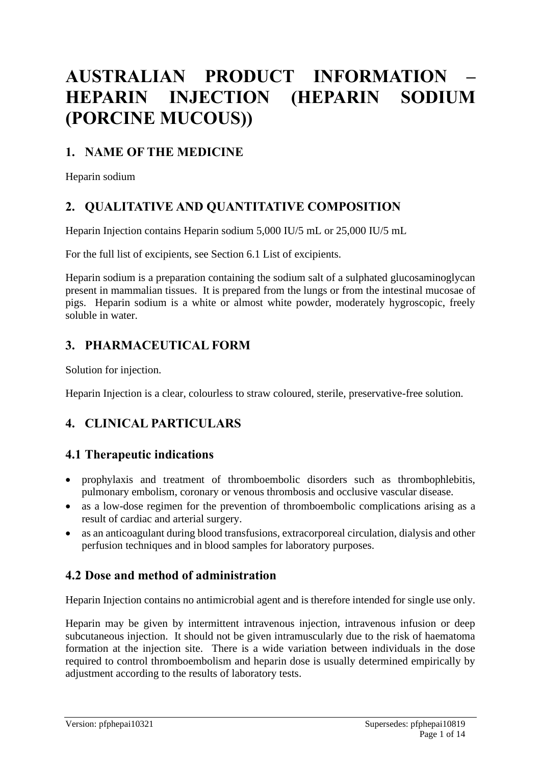# AUSTRALIAN PRODUCT INFORMATION – HEPARIN INJECTION (HEPARIN SODIUM (PORCINE MUCOUS))

## 1. NAME OF THE MEDICINE

Heparin sodium

## 2. QUALITATIVE AND QUANTITATIVE COMPOSITION

Heparin Injection contains Heparin sodium 5,000 IU/5 mL or 25,000 IU/5 mL

For the full list of excipients, see Section 6.1 List of excipients.

Heparin sodium is a preparation containing the sodium salt of a sulphated glucosaminoglycan present in mammalian tissues. It is prepared from the lungs or from the intestinal mucosae of pigs. Heparin sodium is a white or almost white powder, moderately hygroscopic, freely soluble in water.

## 3. PHARMACEUTICAL FORM

Solution for injection.

Heparin Injection is a clear, colourless to straw coloured, sterile, preservative-free solution.

## 4. CLINICAL PARTICULARS

### 4.1 Therapeutic indications

- prophylaxis and treatment of thromboembolic disorders such as thrombophlebitis, pulmonary embolism, coronary or venous thrombosis and occlusive vascular disease.
- as a low-dose regimen for the prevention of thromboembolic complications arising as a result of cardiac and arterial surgery.
- as an anticoagulant during blood transfusions, extracorporeal circulation, dialysis and other perfusion techniques and in blood samples for laboratory purposes.

### 4.2 Dose and method of administration

Heparin Injection contains no antimicrobial agent and is therefore intended for single use only.

Heparin may be given by intermittent intravenous injection, intravenous infusion or deep subcutaneous injection. It should not be given intramuscularly due to the risk of haematoma formation at the injection site. There is a wide variation between individuals in the dose required to control thromboembolism and heparin dose is usually determined empirically by adjustment according to the results of laboratory tests.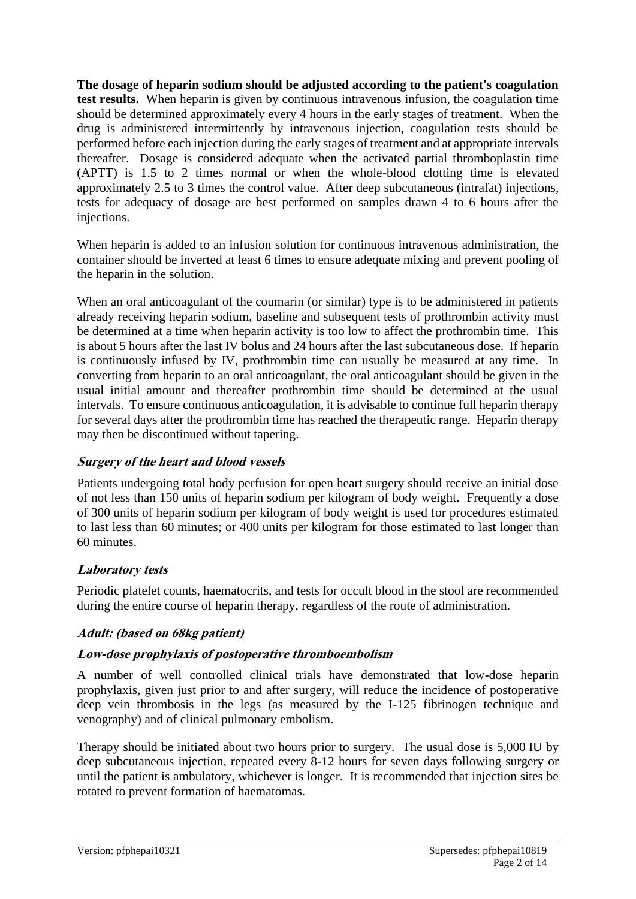**The dosage of heparin sodium should be adjusted according to the patient's coagulation test results.** When heparin is given by continuous intravenous infusion, the coagulation time should be determined approximately every 4 hours in the early stages of treatment. When the drug is administered intermittently by intravenous injection, coagulation tests should be performed before each injection during the early stages of treatment and at appropriate intervals thereafter. Dosage is considered adequate when the activated partial thromboplastin time (APTT) is 1.5 to 2 times normal or when the whole-blood clotting time is elevated approximately 2.5 to 3 times the control value. After deep subcutaneous (intrafat) injections, tests for adequacy of dosage are best performed on samples drawn 4 to 6 hours after the injections.

When heparin is added to an infusion solution for continuous intravenous administration, the container should be inverted at least 6 times to ensure adequate mixing and prevent pooling of the heparin in the solution.

When an oral anticoagulant of the coumarin (or similar) type is to be administered in patients already receiving heparin sodium, baseline and subsequent tests of prothrombin activity must be determined at a time when heparin activity is too low to affect the prothrombin time. This is about 5 hours after the last IV bolus and 24 hours after the last subcutaneous dose. If heparin is continuously infused by IV, prothrombin time can usually be measured at any time. In converting from heparin to an oral anticoagulant, the oral anticoagulant should be given in the usual initial amount and thereafter prothrombin time should be determined at the usual intervals. To ensure continuous anticoagulation, it is advisable to continue full heparin therapy for several days after the prothrombin time has reached the therapeutic range. Heparin therapy may then be discontinued without tapering.

***Surgery of the heart and blood vessels***

Patients undergoing total body perfusion for open heart surgery should receive an initial dose of not less than 150 units of heparin sodium per kilogram of body weight. Frequently a dose of 300 units of heparin sodium per kilogram of body weight is used for procedures estimated to last less than 60 minutes; or 400 units per kilogram for those estimated to last longer than 60 minutes.

***Laboratory tests***

Periodic platelet counts, haematocrits, and tests for occult blood in the stool are recommended during the entire course of heparin therapy, regardless of the route of administration.

***Adult: (based on 68kg patient)***

***Low-dose prophylaxis of postoperative thromboembolism***

A number of well controlled clinical trials have demonstrated that low-dose heparin prophylaxis, given just prior to and after surgery, will reduce the incidence of postoperative deep vein thrombosis in the legs (as measured by the I-125 fibrinogen technique and venography) and of clinical pulmonary embolism.

Therapy should be initiated about two hours prior to surgery. The usual dose is 5,000 IU by deep subcutaneous injection, repeated every 8-12 hours for seven days following surgery or until the patient is ambulatory, whichever is longer. It is recommended that injection sites be rotated to prevent formation of haematomas.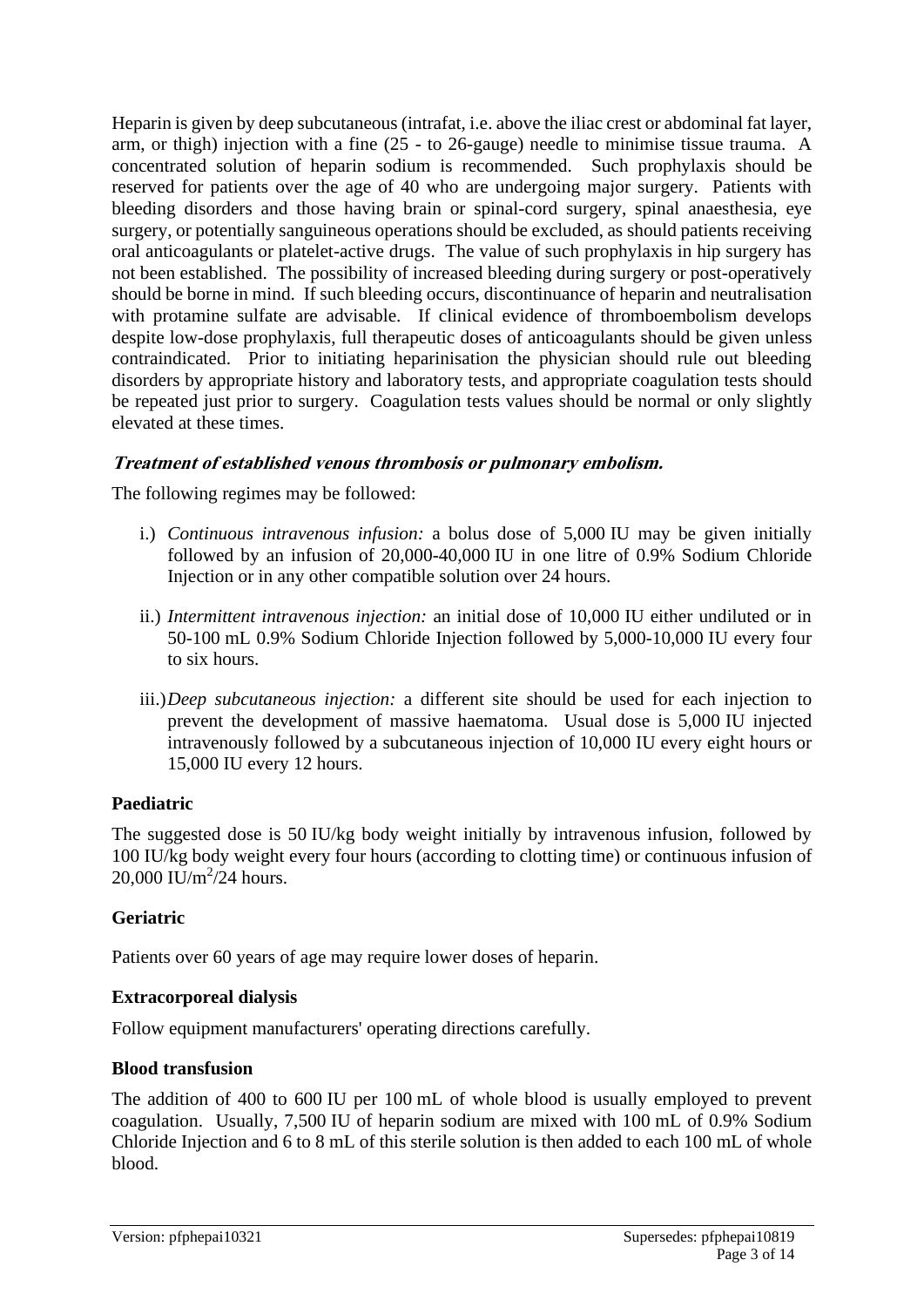Heparin is given by deep subcutaneous (intrafat, i.e. above the iliac crest or abdominal fat layer, arm, or thigh) injection with a fine (25 - to 26-gauge) needle to minimise tissue trauma. A concentrated solution of heparin sodium is recommended. Such prophylaxis should be reserved for patients over the age of 40 who are undergoing major surgery. Patients with bleeding disorders and those having brain or spinal-cord surgery, spinal anaesthesia, eye surgery, or potentially sanguineous operations should be excluded, as should patients receiving oral anticoagulants or platelet-active drugs. The value of such prophylaxis in hip surgery has not been established. The possibility of increased bleeding during surgery or post-operatively should be borne in mind. If such bleeding occurs, discontinuance of heparin and neutralisation with protamine sulfate are advisable. If clinical evidence of thromboembolism develops despite low-dose prophylaxis, full therapeutic doses of anticoagulants should be given unless contraindicated. Prior to initiating heparinisation the physician should rule out bleeding disorders by appropriate history and laboratory tests, and appropriate coagulation tests should be repeated just prior to surgery. Coagulation tests values should be normal or only slightly elevated at these times.

***Treatment of established venous thrombosis or pulmonary embolism.***

The following regimes may be followed:

i.) *Continuous intravenous infusion:* a bolus dose of 5,000 IU may be given initially followed by an infusion of 20,000-40,000 IU in one litre of 0.9% Sodium Chloride Injection or in any other compatible solution over 24 hours.

ii.) *Intermittent intravenous injection:* an initial dose of 10,000 IU either undiluted or in 50-100 mL 0.9% Sodium Chloride Injection followed by 5,000-10,000 IU every four to six hours.

iii.) *Deep subcutaneous injection:* a different site should be used for each injection to prevent the development of massive haematoma. Usual dose is 5,000 IU injected intravenously followed by a subcutaneous injection of 10,000 IU every eight hours or 15,000 IU every 12 hours.

**Paediatric**

The suggested dose is 50 IU/kg body weight initially by intravenous infusion, followed by 100 IU/kg body weight every four hours (according to clotting time) or continuous infusion of 20,000 IU/$m^2$/24 hours.

**Geriatric**

Patients over 60 years of age may require lower doses of heparin.

**Extracorporeal dialysis**

Follow equipment manufacturers' operating directions carefully.

**Blood transfusion**

The addition of 400 to 600 IU per 100 mL of whole blood is usually employed to prevent coagulation. Usually, 7,500 IU of heparin sodium are mixed with 100 mL of 0.9% Sodium Chloride Injection and 6 to 8 mL of this sterile solution is then added to each 100 mL of whole blood.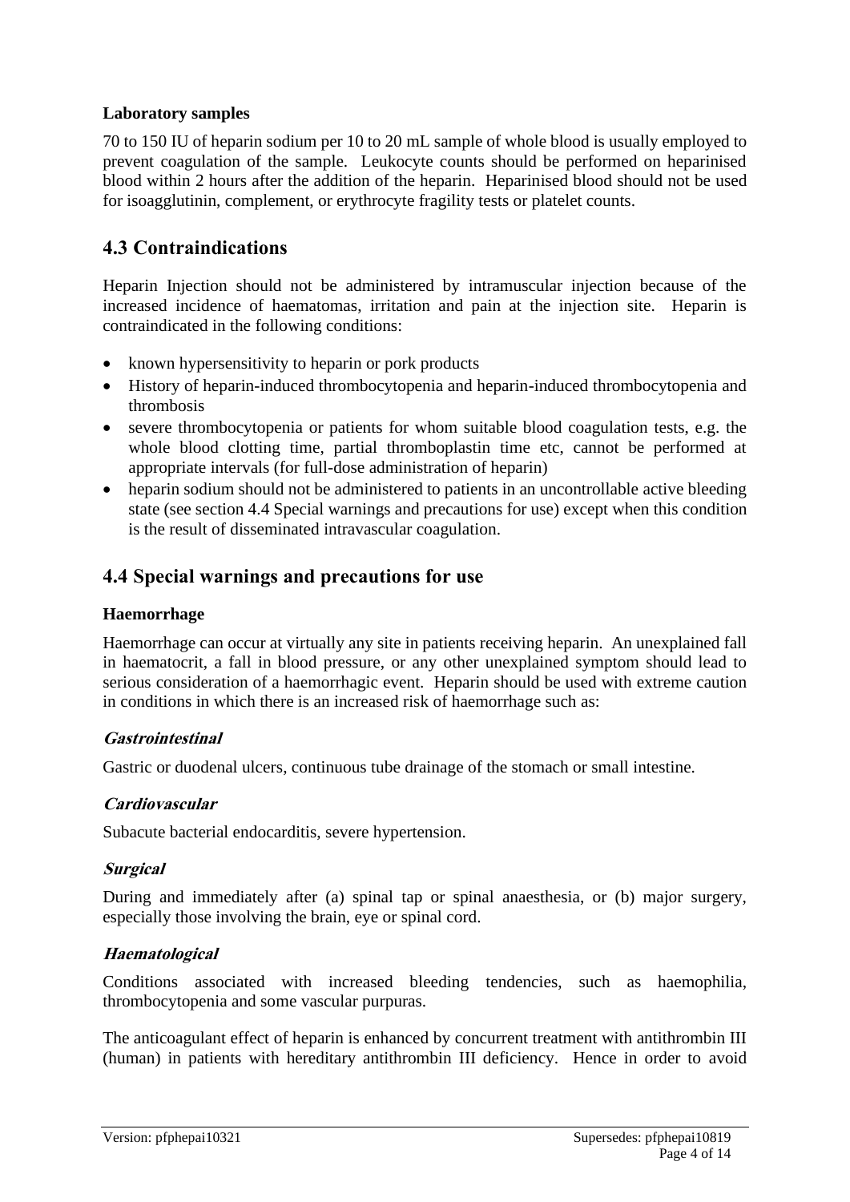### Laboratory samples

70 to 150 IU of heparin sodium per 10 to 20 mL sample of whole blood is usually employed to prevent coagulation of the sample. Leukocyte counts should be performed on heparinised blood within 2 hours after the addition of the heparin. Heparinised blood should not be used for isoagglutinin, complement, or erythrocyte fragility tests or platelet counts.

## 4.3 Contraindications

Heparin Injection should not be administered by intramuscular injection because of the increased incidence of haematomas, irritation and pain at the injection site. Heparin is contraindicated in the following conditions:

- known hypersensitivity to heparin or pork products
- History of heparin-induced thrombocytopenia and heparin-induced thrombocytopenia and thrombosis
- severe thrombocytopenia or patients for whom suitable blood coagulation tests, e.g. the whole blood clotting time, partial thromboplastin time etc, cannot be performed at appropriate intervals (for full-dose administration of heparin)
- heparin sodium should not be administered to patients in an uncontrollable active bleeding state (see section 4.4 Special warnings and precautions for use) except when this condition is the result of disseminated intravascular coagulation.

## 4.4 Special warnings and precautions for use

### Haemorrhage

Haemorrhage can occur at virtually any site in patients receiving heparin. An unexplained fall in haematocrit, a fall in blood pressure, or any other unexplained symptom should lead to serious consideration of a haemorrhagic event. Heparin should be used with extreme caution in conditions in which there is an increased risk of haemorrhage such as:

#### *Gastrointestinal*

Gastric or duodenal ulcers, continuous tube drainage of the stomach or small intestine.

#### *Cardiovascular*

Subacute bacterial endocarditis, severe hypertension.

#### *Surgical*

During and immediately after (a) spinal tap or spinal anaesthesia, or (b) major surgery, especially those involving the brain, eye or spinal cord.

#### *Haematological*

Conditions associated with increased bleeding tendencies, such as haemophilia, thrombocytopenia and some vascular purpuras.

The anticoagulant effect of heparin is enhanced by concurrent treatment with antithrombin III (human) in patients with hereditary antithrombin III deficiency. Hence in order to avoid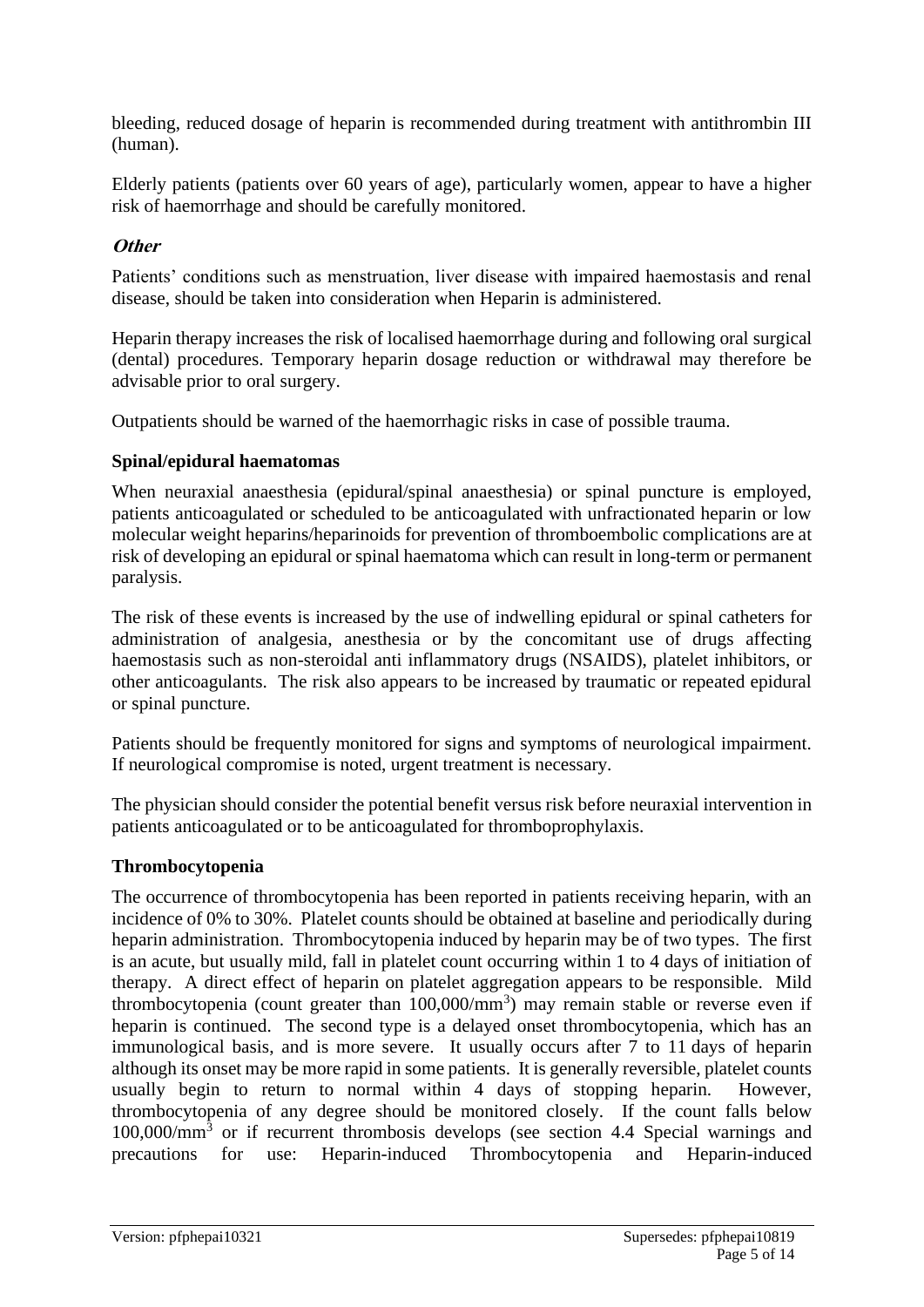bleeding, reduced dosage of heparin is recommended during treatment with antithrombin III (human).

Elderly patients (patients over 60 years of age), particularly women, appear to have a higher risk of haemorrhage and should be carefully monitored.

***Other***

Patients' conditions such as menstruation, liver disease with impaired haemostasis and renal disease, should be taken into consideration when Heparin is administered.

Heparin therapy increases the risk of localised haemorrhage during and following oral surgical (dental) procedures. Temporary heparin dosage reduction or withdrawal may therefore be advisable prior to oral surgery.

Outpatients should be warned of the haemorrhagic risks in case of possible trauma.

**Spinal/epidural haematomas**

When neuraxial anaesthesia (epidural/spinal anaesthesia) or spinal puncture is employed, patients anticoagulated or scheduled to be anticoagulated with unfractionated heparin or low molecular weight heparins/heparinoids for prevention of thromboembolic complications are at risk of developing an epidural or spinal haematoma which can result in long-term or permanent paralysis.

The risk of these events is increased by the use of indwelling epidural or spinal catheters for administration of analgesia, anesthesia or by the concomitant use of drugs affecting haemostasis such as non-steroidal anti inflammatory drugs (NSAIDS), platelet inhibitors, or other anticoagulants. The risk also appears to be increased by traumatic or repeated epidural or spinal puncture.

Patients should be frequently monitored for signs and symptoms of neurological impairment. If neurological compromise is noted, urgent treatment is necessary.

The physician should consider the potential benefit versus risk before neuraxial intervention in patients anticoagulated or to be anticoagulated for thromboprophylaxis.

**Thrombocytopenia**

The occurrence of thrombocytopenia has been reported in patients receiving heparin, with an incidence of 0% to 30%. Platelet counts should be obtained at baseline and periodically during heparin administration. Thrombocytopenia induced by heparin may be of two types. The first is an acute, but usually mild, fall in platelet count occurring within 1 to 4 days of initiation of therapy. A direct effect of heparin on platelet aggregation appears to be responsible. Mild thrombocytopenia (count greater than 100,000/$mm^3$) may remain stable or reverse even if heparin is continued. The second type is a delayed onset thrombocytopenia, which has an immunological basis, and is more severe. It usually occurs after 7 to 11 days of heparin although its onset may be more rapid in some patients. It is generally reversible, platelet counts usually begin to return to normal within 4 days of stopping heparin. However, thrombocytopenia of any degree should be monitored closely. If the count falls below 100,000/$mm^3$ or if recurrent thrombosis develops (see section 4.4 Special warnings and precautions for use: Heparin-induced Thrombocytopenia and Heparin-induced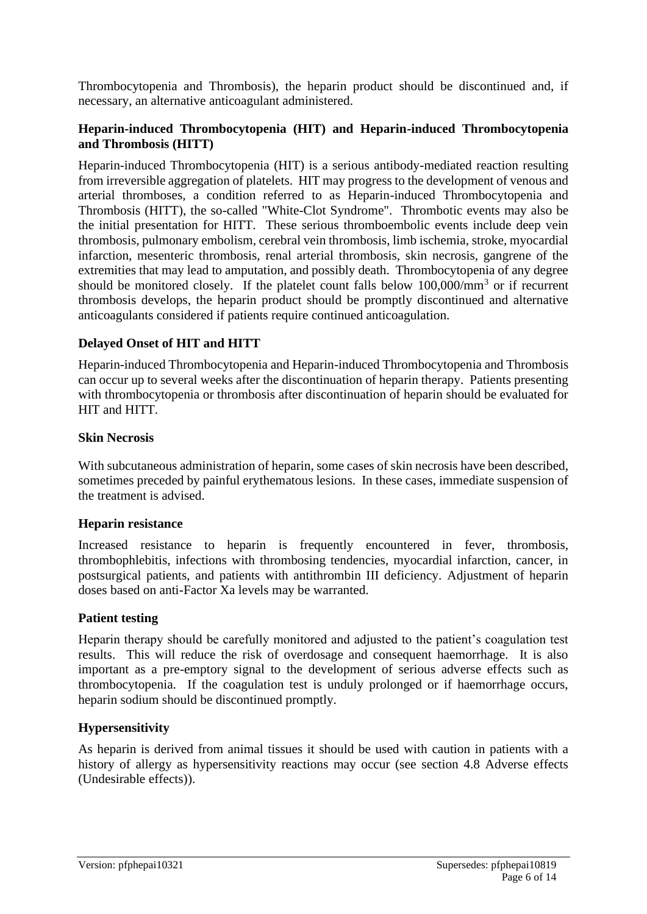Thrombocytopenia and Thrombosis), the heparin product should be discontinued and, if necessary, an alternative anticoagulant administered.

**Heparin-induced Thrombocytopenia (HIT) and Heparin-induced Thrombocytopenia and Thrombosis (HITT)**

Heparin-induced Thrombocytopenia (HIT) is a serious antibody-mediated reaction resulting from irreversible aggregation of platelets. HIT may progress to the development of venous and arterial thromboses, a condition referred to as Heparin-induced Thrombocytopenia and Thrombosis (HITT), the so-called "White-Clot Syndrome". Thrombotic events may also be the initial presentation for HITT. These serious thromboembolic events include deep vein thrombosis, pulmonary embolism, cerebral vein thrombosis, limb ischemia, stroke, myocardial infarction, mesenteric thrombosis, renal arterial thrombosis, skin necrosis, gangrene of the extremities that may lead to amputation, and possibly death. Thrombocytopenia of any degree should be monitored closely. If the platelet count falls below 100,000/mm$^3$ or if recurrent thrombosis develops, the heparin product should be promptly discontinued and alternative anticoagulants considered if patients require continued anticoagulation.

**Delayed Onset of HIT and HITT**

Heparin-induced Thrombocytopenia and Heparin-induced Thrombocytopenia and Thrombosis can occur up to several weeks after the discontinuation of heparin therapy. Patients presenting with thrombocytopenia or thrombosis after discontinuation of heparin should be evaluated for HIT and HITT.

**Skin Necrosis**

With subcutaneous administration of heparin, some cases of skin necrosis have been described, sometimes preceded by painful erythematous lesions. In these cases, immediate suspension of the treatment is advised.

**Heparin resistance**

Increased resistance to heparin is frequently encountered in fever, thrombosis, thrombophlebitis, infections with thrombosing tendencies, myocardial infarction, cancer, in postsurgical patients, and patients with antithrombin III deficiency. Adjustment of heparin doses based on anti-Factor Xa levels may be warranted.

**Patient testing**

Heparin therapy should be carefully monitored and adjusted to the patient's coagulation test results. This will reduce the risk of overdosage and consequent haemorrhage. It is also important as a pre-emptory signal to the development of serious adverse effects such as thrombocytopenia. If the coagulation test is unduly prolonged or if haemorrhage occurs, heparin sodium should be discontinued promptly.

**Hypersensitivity**

As heparin is derived from animal tissues it should be used with caution in patients with a history of allergy as hypersensitivity reactions may occur (see section 4.8 Adverse effects (Undesirable effects)).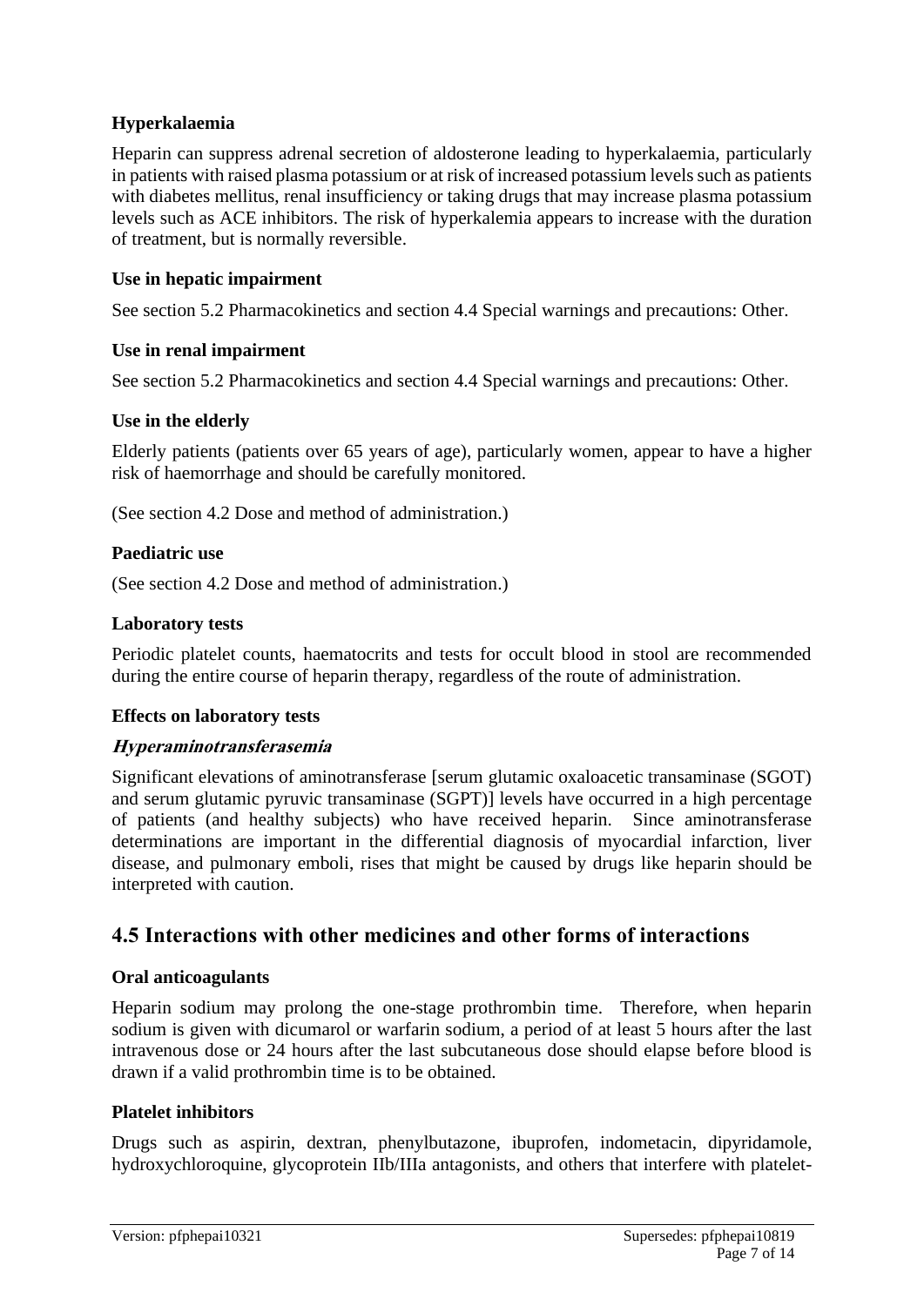### Hyperkalaemia

Heparin can suppress adrenal secretion of aldosterone leading to hyperkalaemia, particularly in patients with raised plasma potassium or at risk of increased potassium levels such as patients with diabetes mellitus, renal insufficiency or taking drugs that may increase plasma potassium levels such as ACE inhibitors. The risk of hyperkalemia appears to increase with the duration of treatment, but is normally reversible.

### Use in hepatic impairment

See section 5.2 Pharmacokinetics and section 4.4 Special warnings and precautions: Other.

### Use in renal impairment

See section 5.2 Pharmacokinetics and section 4.4 Special warnings and precautions: Other.

### Use in the elderly

Elderly patients (patients over 65 years of age), particularly women, appear to have a higher risk of haemorrhage and should be carefully monitored.

(See section 4.2 Dose and method of administration.)

### Paediatric use

(See section 4.2 Dose and method of administration.)

### Laboratory tests

Periodic platelet counts, haematocrits and tests for occult blood in stool are recommended during the entire course of heparin therapy, regardless of the route of administration.

### Effects on laboratory tests

#### *Hyperaminotransferasemia*

Significant elevations of aminotransferase [serum glutamic oxaloacetic transaminase (SGOT) and serum glutamic pyruvic transaminase (SGPT)] levels have occurred in a high percentage of patients (and healthy subjects) who have received heparin. Since aminotransferase determinations are important in the differential diagnosis of myocardial infarction, liver disease, and pulmonary emboli, rises that might be caused by drugs like heparin should be interpreted with caution.

## 4.5 Interactions with other medicines and other forms of interactions

### Oral anticoagulants

Heparin sodium may prolong the one-stage prothrombin time. Therefore, when heparin sodium is given with dicumarol or warfarin sodium, a period of at least 5 hours after the last intravenous dose or 24 hours after the last subcutaneous dose should elapse before blood is drawn if a valid prothrombin time is to be obtained.

### Platelet inhibitors

Drugs such as aspirin, dextran, phenylbutazone, ibuprofen, indometacin, dipyridamole, hydroxychloroquine, glycoprotein IIb/IIIa antagonists, and others that interfere with platelet-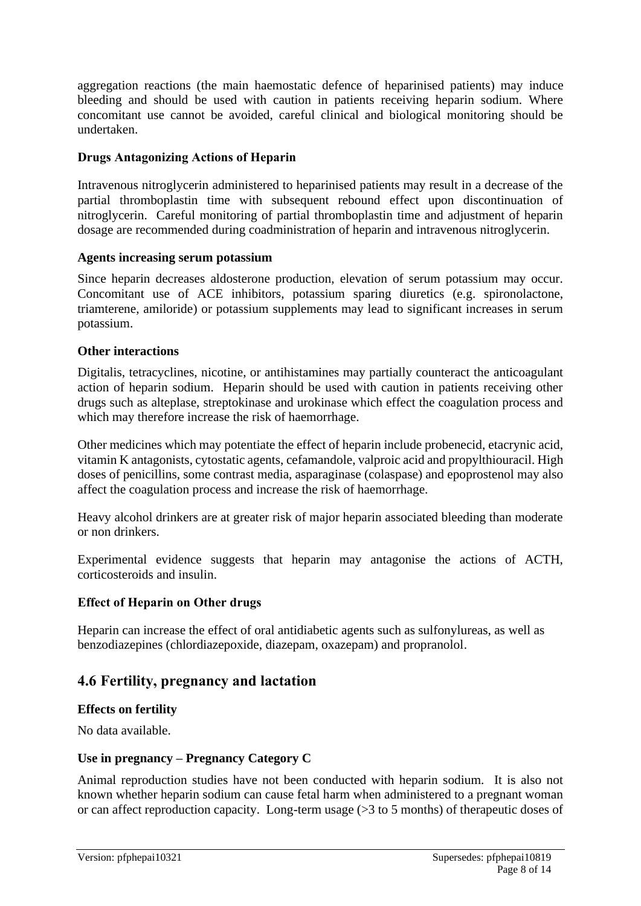aggregation reactions (the main haemostatic defence of heparinised patients) may induce bleeding and should be used with caution in patients receiving heparin sodium. Where concomitant use cannot be avoided, careful clinical and biological monitoring should be undertaken.

**Drugs Antagonizing Actions of Heparin**

Intravenous nitroglycerin administered to heparinised patients may result in a decrease of the partial thromboplastin time with subsequent rebound effect upon discontinuation of nitroglycerin. Careful monitoring of partial thromboplastin time and adjustment of heparin dosage are recommended during coadministration of heparin and intravenous nitroglycerin.

**Agents increasing serum potassium**

Since heparin decreases aldosterone production, elevation of serum potassium may occur. Concomitant use of ACE inhibitors, potassium sparing diuretics (e.g. spironolactone, triamterene, amiloride) or potassium supplements may lead to significant increases in serum potassium.

**Other interactions**

Digitalis, tetracyclines, nicotine, or antihistamines may partially counteract the anticoagulant action of heparin sodium. Heparin should be used with caution in patients receiving other drugs such as alteplase, streptokinase and urokinase which effect the coagulation process and which may therefore increase the risk of haemorrhage.

Other medicines which may potentiate the effect of heparin include probenecid, etacrynic acid, vitamin K antagonists, cytostatic agents, cefamandole, valproic acid and propylthiouracil. High doses of penicillins, some contrast media, asparaginase (colaspase) and epoprostenol may also affect the coagulation process and increase the risk of haemorrhage.

Heavy alcohol drinkers are at greater risk of major heparin associated bleeding than moderate or non drinkers.

Experimental evidence suggests that heparin may antagonise the actions of ACTH, corticosteroids and insulin.

**Effect of Heparin on Other drugs**

Heparin can increase the effect of oral antidiabetic agents such as sulfonylureas, as well as benzodiazepines (chlordiazepoxide, diazepam, oxazepam) and propranolol.

## 4.6 Fertility, pregnancy and lactation

**Effects on fertility**

No data available.

**Use in pregnancy – Pregnancy Category C**

Animal reproduction studies have not been conducted with heparin sodium. It is also not known whether heparin sodium can cause fetal harm when administered to a pregnant woman or can affect reproduction capacity. Long-term usage (>3 to 5 months) of therapeutic doses of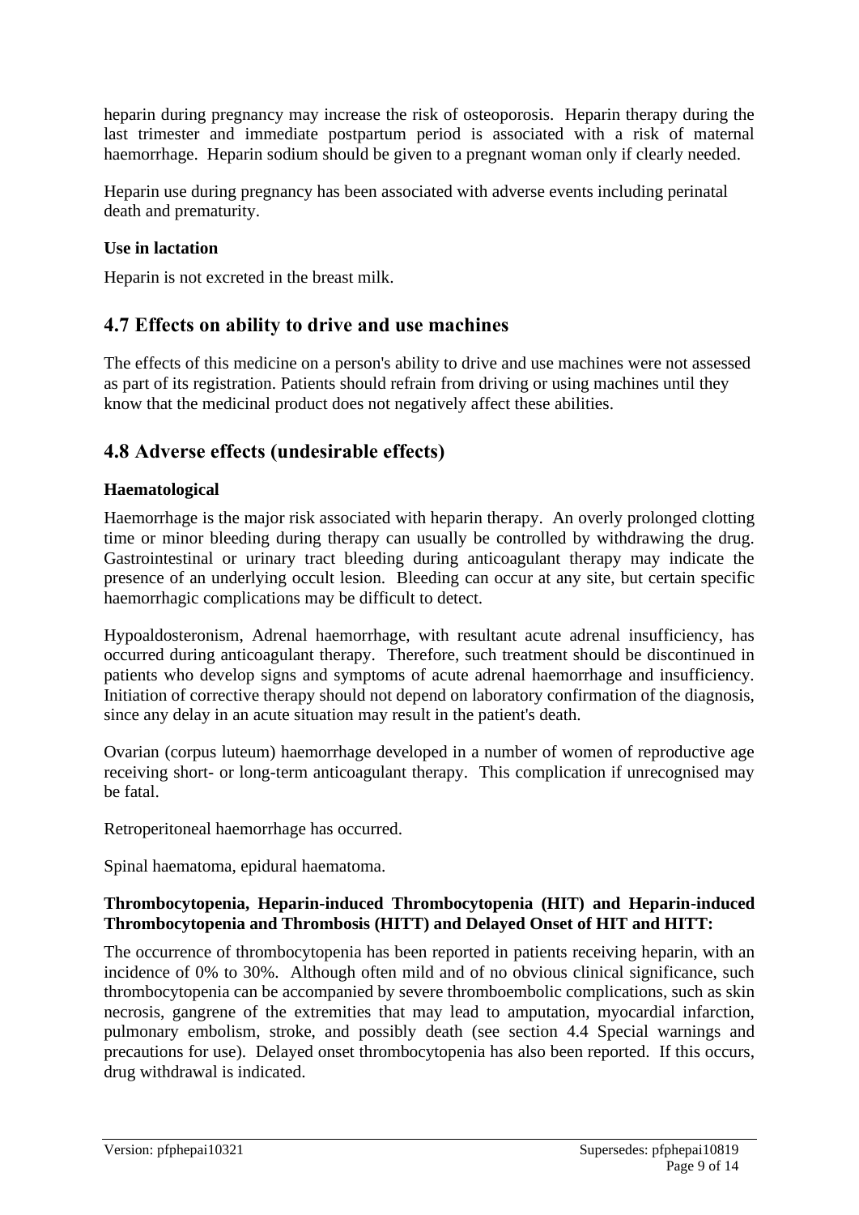heparin during pregnancy may increase the risk of osteoporosis. Heparin therapy during the last trimester and immediate postpartum period is associated with a risk of maternal haemorrhage. Heparin sodium should be given to a pregnant woman only if clearly needed.

Heparin use during pregnancy has been associated with adverse events including perinatal death and prematurity.

**Use in lactation**

Heparin is not excreted in the breast milk.

## 4.7 Effects on ability to drive and use machines

The effects of this medicine on a person's ability to drive and use machines were not assessed as part of its registration. Patients should refrain from driving or using machines until they know that the medicinal product does not negatively affect these abilities.

## 4.8 Adverse effects (undesirable effects)

**Haematological**

Haemorrhage is the major risk associated with heparin therapy. An overly prolonged clotting time or minor bleeding during therapy can usually be controlled by withdrawing the drug. Gastrointestinal or urinary tract bleeding during anticoagulant therapy may indicate the presence of an underlying occult lesion. Bleeding can occur at any site, but certain specific haemorrhagic complications may be difficult to detect.

Hypoaldosteronism, Adrenal haemorrhage, with resultant acute adrenal insufficiency, has occurred during anticoagulant therapy. Therefore, such treatment should be discontinued in patients who develop signs and symptoms of acute adrenal haemorrhage and insufficiency. Initiation of corrective therapy should not depend on laboratory confirmation of the diagnosis, since any delay in an acute situation may result in the patient's death.

Ovarian (corpus luteum) haemorrhage developed in a number of women of reproductive age receiving short- or long-term anticoagulant therapy. This complication if unrecognised may be fatal.

Retroperitoneal haemorrhage has occurred.

Spinal haematoma, epidural haematoma.

**Thrombocytopenia, Heparin-induced Thrombocytopenia (HIT) and Heparin-induced Thrombocytopenia and Thrombosis (HITT) and Delayed Onset of HIT and HITT:**

The occurrence of thrombocytopenia has been reported in patients receiving heparin, with an incidence of 0% to 30%. Although often mild and of no obvious clinical significance, such thrombocytopenia can be accompanied by severe thromboembolic complications, such as skin necrosis, gangrene of the extremities that may lead to amputation, myocardial infarction, pulmonary embolism, stroke, and possibly death (see section 4.4 Special warnings and precautions for use). Delayed onset thrombocytopenia has also been reported. If this occurs, drug withdrawal is indicated.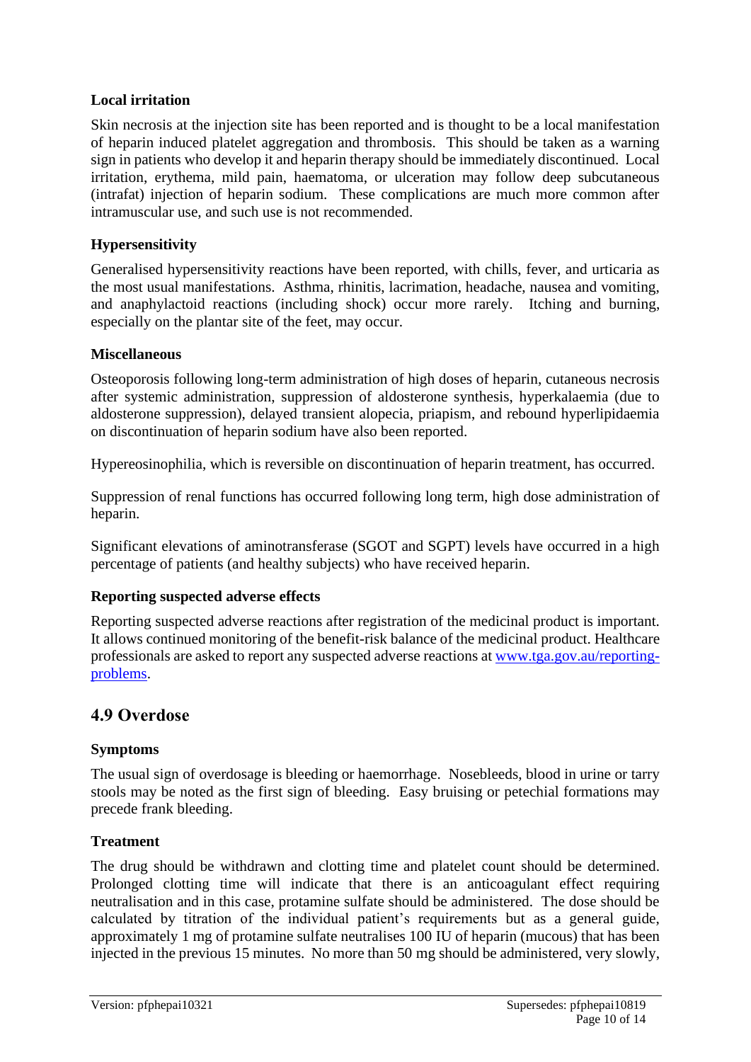**Local irritation**

Skin necrosis at the injection site has been reported and is thought to be a local manifestation of heparin induced platelet aggregation and thrombosis. This should be taken as a warning sign in patients who develop it and heparin therapy should be immediately discontinued. Local irritation, erythema, mild pain, haematoma, or ulceration may follow deep subcutaneous (intrafat) injection of heparin sodium. These complications are much more common after intramuscular use, and such use is not recommended.

**Hypersensitivity**

Generalised hypersensitivity reactions have been reported, with chills, fever, and urticaria as the most usual manifestations. Asthma, rhinitis, lacrimation, headache, nausea and vomiting, and anaphylactoid reactions (including shock) occur more rarely. Itching and burning, especially on the plantar site of the feet, may occur.

**Miscellaneous**

Osteoporosis following long-term administration of high doses of heparin, cutaneous necrosis after systemic administration, suppression of aldosterone synthesis, hyperkalaemia (due to aldosterone suppression), delayed transient alopecia, priapism, and rebound hyperlipidaemia on discontinuation of heparin sodium have also been reported.

Hypereosinophilia, which is reversible on discontinuation of heparin treatment, has occurred.

Suppression of renal functions has occurred following long term, high dose administration of heparin.

Significant elevations of aminotransferase (SGOT and SGPT) levels have occurred in a high percentage of patients (and healthy subjects) who have received heparin.

**Reporting suspected adverse effects**

Reporting suspected adverse reactions after registration of the medicinal product is important. It allows continued monitoring of the benefit-risk balance of the medicinal product. Healthcare professionals are asked to report any suspected adverse reactions at [www.tga.gov.au/reporting-problems](http://www.tga.gov.au/reporting-problems).

## 4.9 Overdose

**Symptoms**

The usual sign of overdosage is bleeding or haemorrhage. Nosebleeds, blood in urine or tarry stools may be noted as the first sign of bleeding. Easy bruising or petechial formations may precede frank bleeding.

**Treatment**

The drug should be withdrawn and clotting time and platelet count should be determined. Prolonged clotting time will indicate that there is an anticoagulant effect requiring neutralisation and in this case, protamine sulfate should be administered. The dose should be calculated by titration of the individual patient's requirements but as a general guide, approximately 1 mg of protamine sulfate neutralises 100 IU of heparin (mucous) that has been injected in the previous 15 minutes. No more than 50 mg should be administered, very slowly,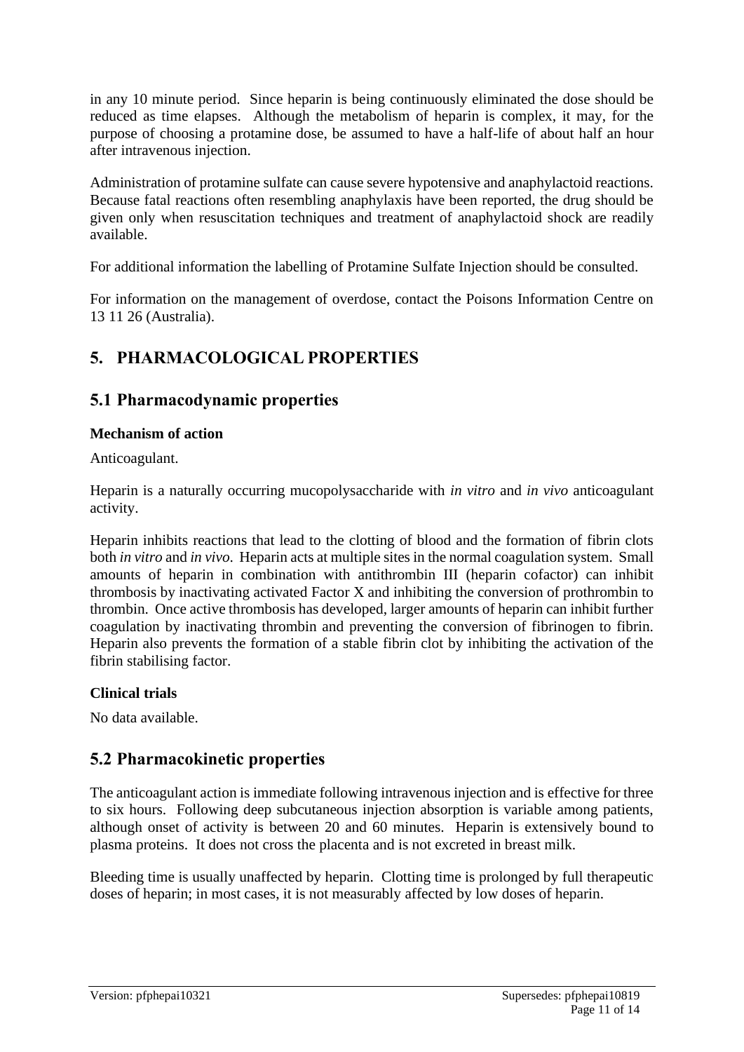in any 10 minute period. Since heparin is being continuously eliminated the dose should be reduced as time elapses. Although the metabolism of heparin is complex, it may, for the purpose of choosing a protamine dose, be assumed to have a half-life of about half an hour after intravenous injection.

Administration of protamine sulfate can cause severe hypotensive and anaphylactoid reactions. Because fatal reactions often resembling anaphylaxis have been reported, the drug should be given only when resuscitation techniques and treatment of anaphylactoid shock are readily available.

For additional information the labelling of Protamine Sulfate Injection should be consulted.

For information on the management of overdose, contact the Poisons Information Centre on 13 11 26 (Australia).

# 5. PHARMACOLOGICAL PROPERTIES

## 5.1 Pharmacodynamic properties

### Mechanism of action

Anticoagulant.

Heparin is a naturally occurring mucopolysaccharide with *in vitro* and *in vivo* anticoagulant activity.

Heparin inhibits reactions that lead to the clotting of blood and the formation of fibrin clots both *in vitro* and *in vivo*. Heparin acts at multiple sites in the normal coagulation system. Small amounts of heparin in combination with antithrombin III (heparin cofactor) can inhibit thrombosis by inactivating activated Factor X and inhibiting the conversion of prothrombin to thrombin. Once active thrombosis has developed, larger amounts of heparin can inhibit further coagulation by inactivating thrombin and preventing the conversion of fibrinogen to fibrin. Heparin also prevents the formation of a stable fibrin clot by inhibiting the activation of the fibrin stabilising factor.

### Clinical trials

No data available.

## 5.2 Pharmacokinetic properties

The anticoagulant action is immediate following intravenous injection and is effective for three to six hours. Following deep subcutaneous injection absorption is variable among patients, although onset of activity is between 20 and 60 minutes. Heparin is extensively bound to plasma proteins. It does not cross the placenta and is not excreted in breast milk.

Bleeding time is usually unaffected by heparin. Clotting time is prolonged by full therapeutic doses of heparin; in most cases, it is not measurably affected by low doses of heparin.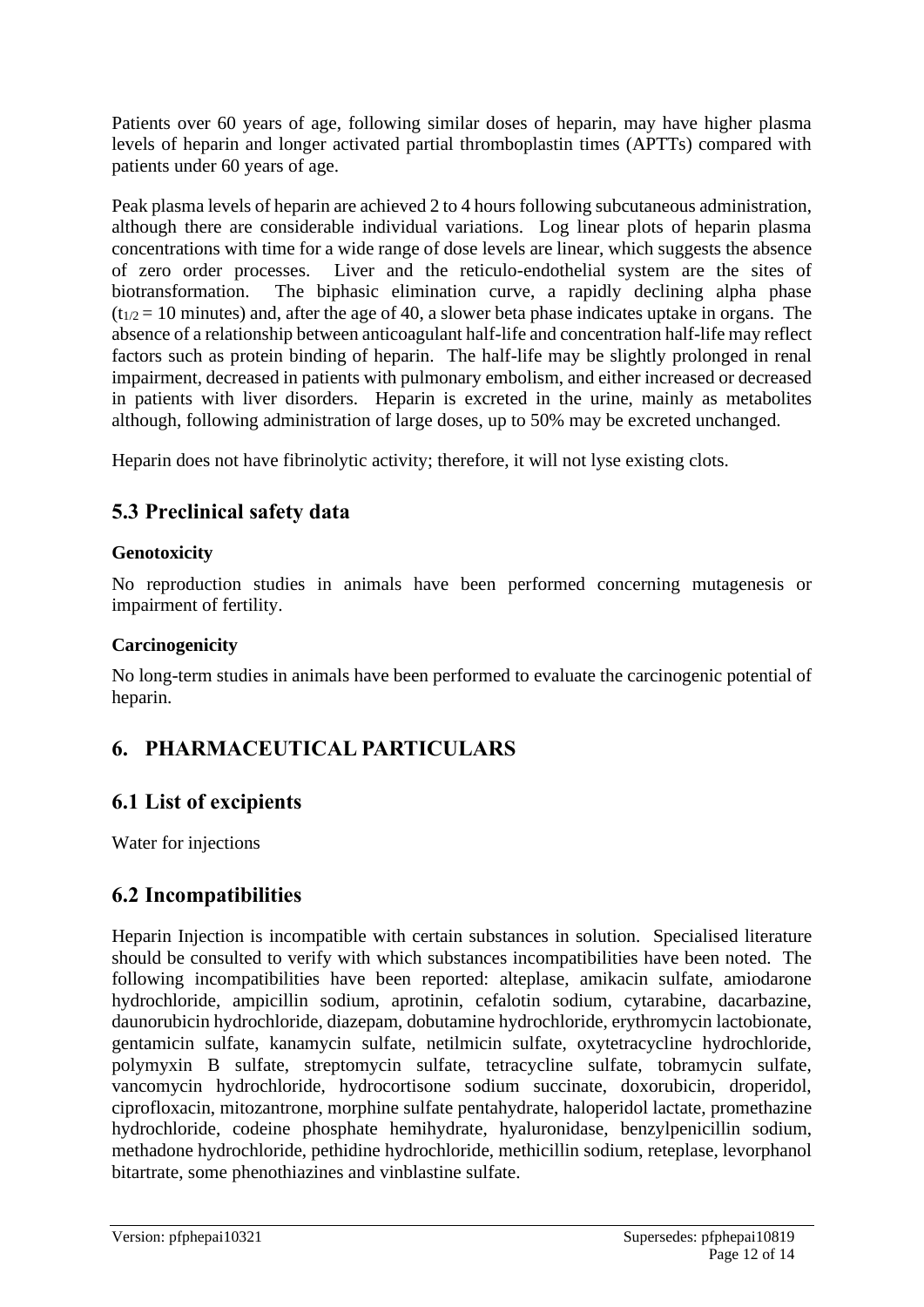Patients over 60 years of age, following similar doses of heparin, may have higher plasma levels of heparin and longer activated partial thromboplastin times (APTTs) compared with patients under 60 years of age.

Peak plasma levels of heparin are achieved 2 to 4 hours following subcutaneous administration, although there are considerable individual variations. Log linear plots of heparin plasma concentrations with time for a wide range of dose levels are linear, which suggests the absence of zero order processes. Liver and the reticulo-endothelial system are the sites of biotransformation. The biphasic elimination curve, a rapidly declining alpha phase ($t_{1/2}$ = 10 minutes) and, after the age of 40, a slower beta phase indicates uptake in organs. The absence of a relationship between anticoagulant half-life and concentration half-life may reflect factors such as protein binding of heparin. The half-life may be slightly prolonged in renal impairment, decreased in patients with pulmonary embolism, and either increased or decreased in patients with liver disorders. Heparin is excreted in the urine, mainly as metabolites although, following administration of large doses, up to 50% may be excreted unchanged.

Heparin does not have fibrinolytic activity; therefore, it will not lyse existing clots.

## 5.3 Preclinical safety data

**Genotoxicity**

No reproduction studies in animals have been performed concerning mutagenesis or impairment of fertility.

**Carcinogenicity**

No long-term studies in animals have been performed to evaluate the carcinogenic potential of heparin.

# 6. PHARMACEUTICAL PARTICULARS

## 6.1 List of excipients

Water for injections

## 6.2 Incompatibilities

Heparin Injection is incompatible with certain substances in solution. Specialised literature should be consulted to verify with which substances incompatibilities have been noted. The following incompatibilities have been reported: alteplase, amikacin sulfate, amiodarone hydrochloride, ampicillin sodium, aprotinin, cefalotin sodium, cytarabine, dacarbazine, daunorubicin hydrochloride, diazepam, dobutamine hydrochloride, erythromycin lactobionate, gentamicin sulfate, kanamycin sulfate, netilmicin sulfate, oxytetracycline hydrochloride, polymyxin B sulfate, streptomycin sulfate, tetracycline sulfate, tobramycin sulfate, vancomycin hydrochloride, hydrocortisone sodium succinate, doxorubicin, droperidol, ciprofloxacin, mitozantrone, morphine sulfate pentahydrate, haloperidol lactate, promethazine hydrochloride, codeine phosphate hemihydrate, hyaluronidase, benzylpenicillin sodium, methadone hydrochloride, pethidine hydrochloride, methicillin sodium, reteplase, levorphanol bitartrate, some phenothiazines and vinblastine sulfate.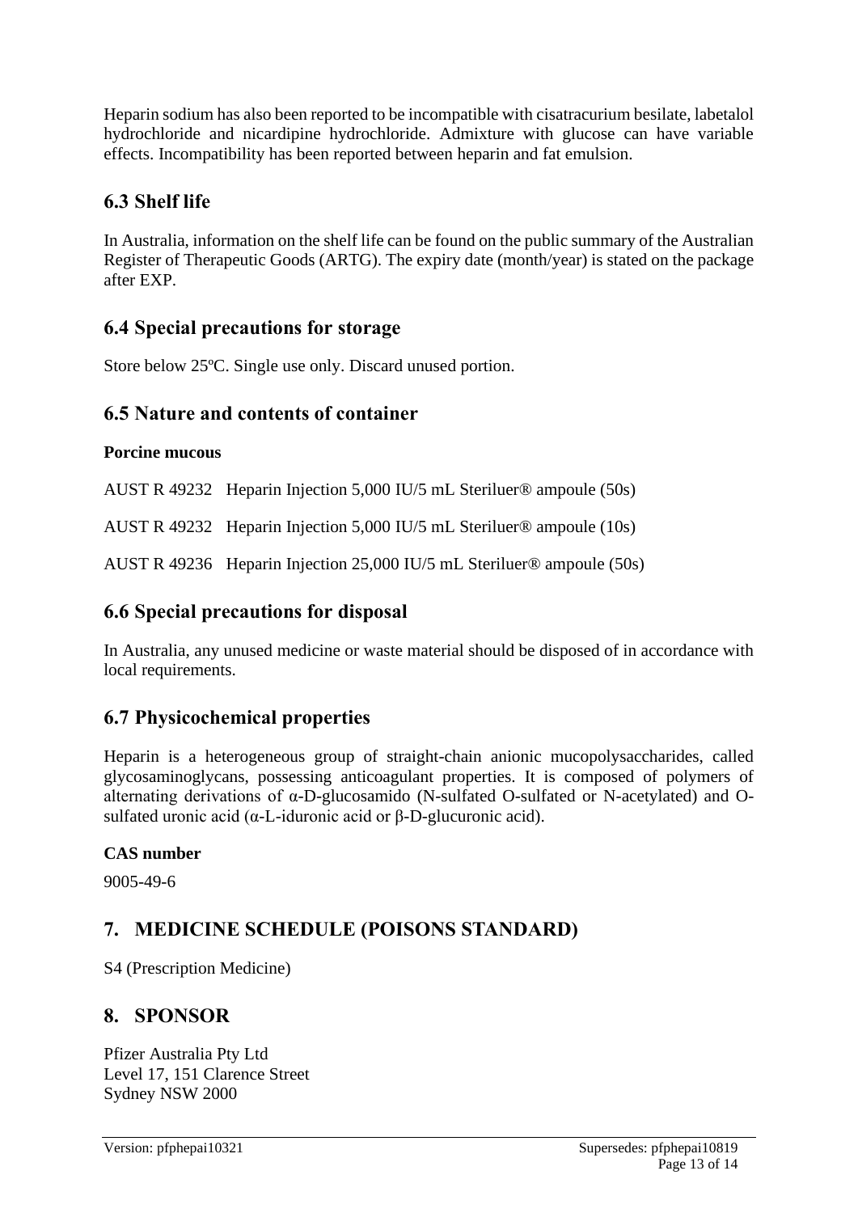Heparin sodium has also been reported to be incompatible with cisatracurium besilate, labetalol hydrochloride and nicardipine hydrochloride. Admixture with glucose can have variable effects. Incompatibility has been reported between heparin and fat emulsion.

## 6.3 Shelf life

In Australia, information on the shelf life can be found on the public summary of the Australian Register of Therapeutic Goods (ARTG). The expiry date (month/year) is stated on the package after EXP.

## 6.4 Special precautions for storage

Store below 25ºC. Single use only. Discard unused portion.

## 6.5 Nature and contents of container

**Porcine mucous**

AUST R 49232 Heparin Injection 5,000 IU/5 mL Steriluer® ampoule (50s)

AUST R 49232 Heparin Injection 5,000 IU/5 mL Steriluer® ampoule (10s)

AUST R 49236 Heparin Injection 25,000 IU/5 mL Steriluer® ampoule (50s)

## 6.6 Special precautions for disposal

In Australia, any unused medicine or waste material should be disposed of in accordance with local requirements.

## 6.7 Physicochemical properties

Heparin is a heterogeneous group of straight-chain anionic mucopolysaccharides, called glycosaminoglycans, possessing anticoagulant properties. It is composed of polymers of alternating derivations of α-D-glucosamido (N-sulfated O-sulfated or N-acetylated) and O-sulfated uronic acid (α-L-iduronic acid or β-D-glucuronic acid).

**CAS number**

9005-49-6

# 7. MEDICINE SCHEDULE (POISONS STANDARD)

S4 (Prescription Medicine)

# 8. SPONSOR

Pfizer Australia Pty Ltd
Level 17, 151 Clarence Street
Sydney NSW 2000

Version: pfphepai10321 Supersedes: pfphepai10819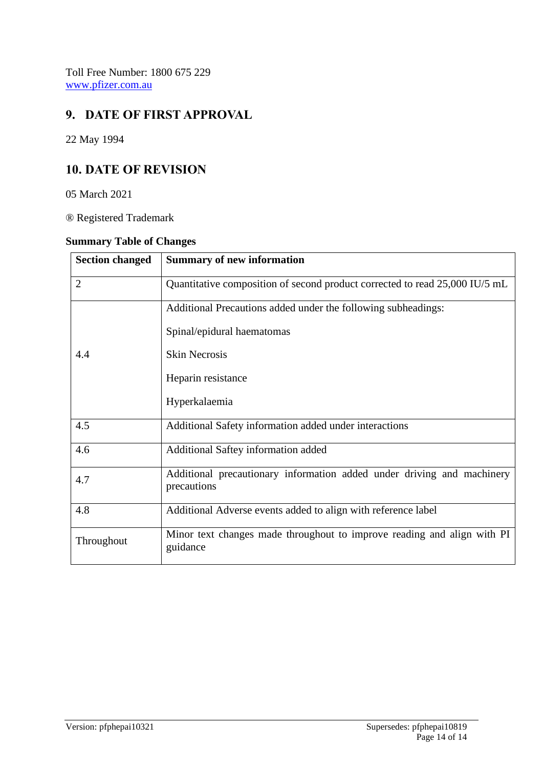Toll Free Number: 1800 675 229
www.pfizer.com.au

## 9. DATE OF FIRST APPROVAL

22 May 1994

## 10. DATE OF REVISION

05 March 2021

® Registered Trademark

**Summary Table of Changes**

| Section changed | Summary of new information |
|---|---|
| 2 | Quantitative composition of second product corrected to read 25,000 IU/5 mL |
| 4.4 | Additional Precautions added under the following subheadings:<br><br>Spinal/epidural haematomas<br><br>Skin Necrosis<br><br>Heparin resistance<br><br>Hyperkalaemia |
| 4.5 | Additional Safety information added under interactions |
| 4.6 | Additional Saftey information added |
| 4.7 | Additional precautionary information added under driving and machinery precautions |
| 4.8 | Additional Adverse events added to align with reference label |
| Throughout | Minor text changes made throughout to improve reading and align with PI guidance |

Version: pfphepai10321 Supersedes: pfphepai10819